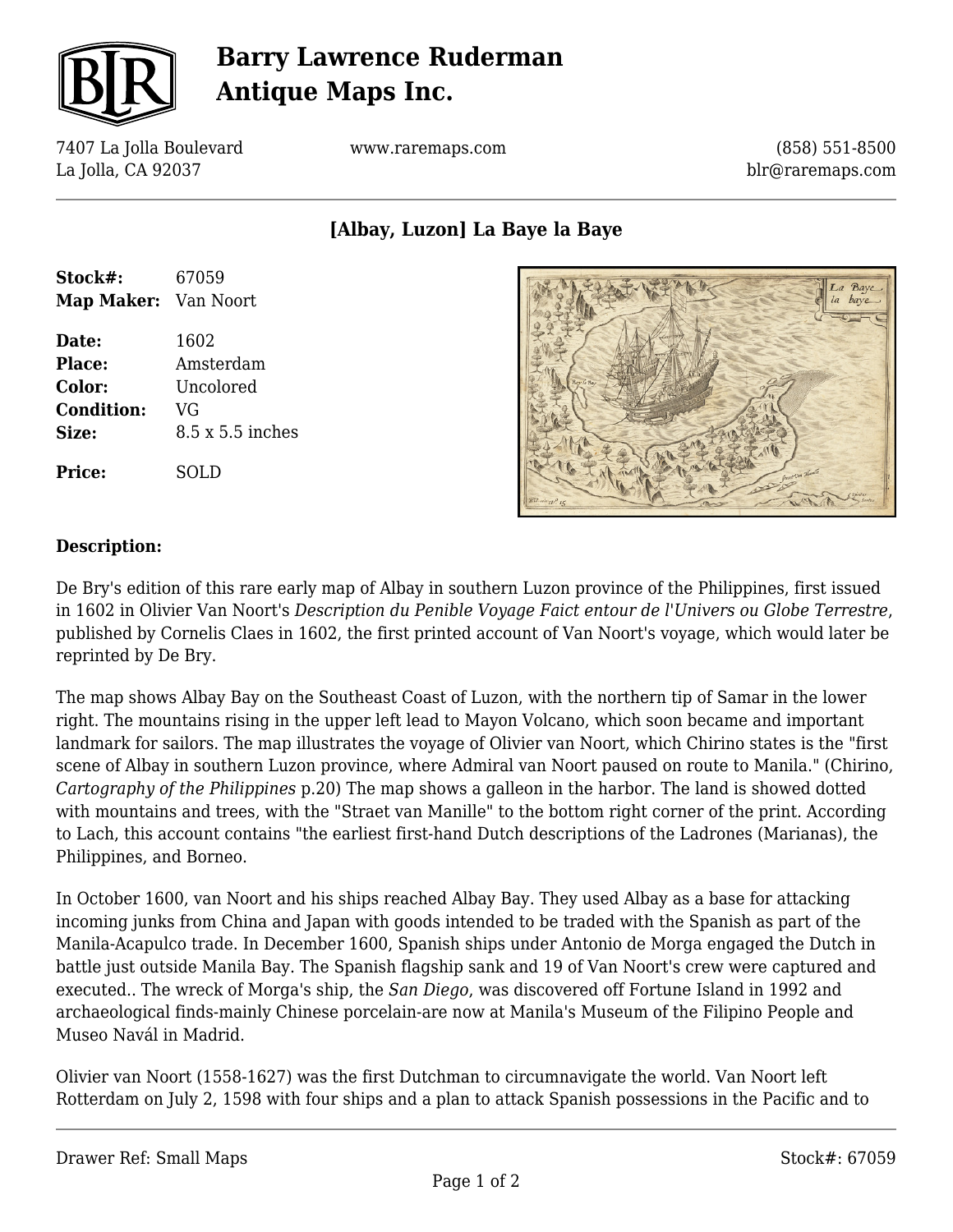# Barry Lawrence Ruderman Antique Maps Inc.

7407 La Jolla Boulevard
La Jolla, CA 92037

www.raremaps.com

(858) 551-8500
blr@raremaps.com

## [Albay, Luzon] La Baye la Baye

| | |
|---|---|
| **Stock#:** | 67059 |
| **Map Maker:** | Van Noort |
| **Date:** | 1602 |
| **Place:** | Amsterdam |
| **Color:** | Uncolored |
| **Condition:** | VG |
| **Size:** | 8.5 x 5.5 inches |
| **Price:** | SOLD |

### Description:

De Bry's edition of this rare early map of Albay in southern Luzon province of the Philippines, first issued in 1602 in Olivier Van Noort's *Description du Penible Voyage Faict entour de l'Univers ou Globe Terrestre*, published by Cornelis Claes in 1602, the first printed account of Van Noort's voyage, which would later be reprinted by De Bry.

The map shows Albay Bay on the Southeast Coast of Luzon, with the northern tip of Samar in the lower right. The mountains rising in the upper left lead to Mayon Volcano, which soon became and important landmark for sailors. The map illustrates the voyage of Olivier van Noort, which Chirino states is the "first scene of Albay in southern Luzon province, where Admiral van Noort paused on route to Manila." (Chirino, *Cartography of the Philippines* p.20) The map shows a galleon in the harbor. The land is showed dotted with mountains and trees, with the "Straet van Manille" to the bottom right corner of the print. According to Lach, this account contains "the earliest first-hand Dutch descriptions of the Ladrones (Marianas), the Philippines, and Borneo.

In October 1600, van Noort and his ships reached Albay Bay. They used Albay as a base for attacking incoming junks from China and Japan with goods intended to be traded with the Spanish as part of the Manila-Acapulco trade. In December 1600, Spanish ships under Antonio de Morga engaged the Dutch in battle just outside Manila Bay. The Spanish flagship sank and 19 of Van Noort's crew were captured and executed.. The wreck of Morga's ship, the *San Diego*, was discovered off Fortune Island in 1992 and archaeological finds-mainly Chinese porcelain-are now at Manila's Museum of the Filipino People and Museo Navál in Madrid.

Olivier van Noort (1558-1627) was the first Dutchman to circumnavigate the world. Van Noort left Rotterdam on July 2, 1598 with four ships and a plan to attack Spanish possessions in the Pacific and to

Drawer Ref: Small Maps

Stock#: 67059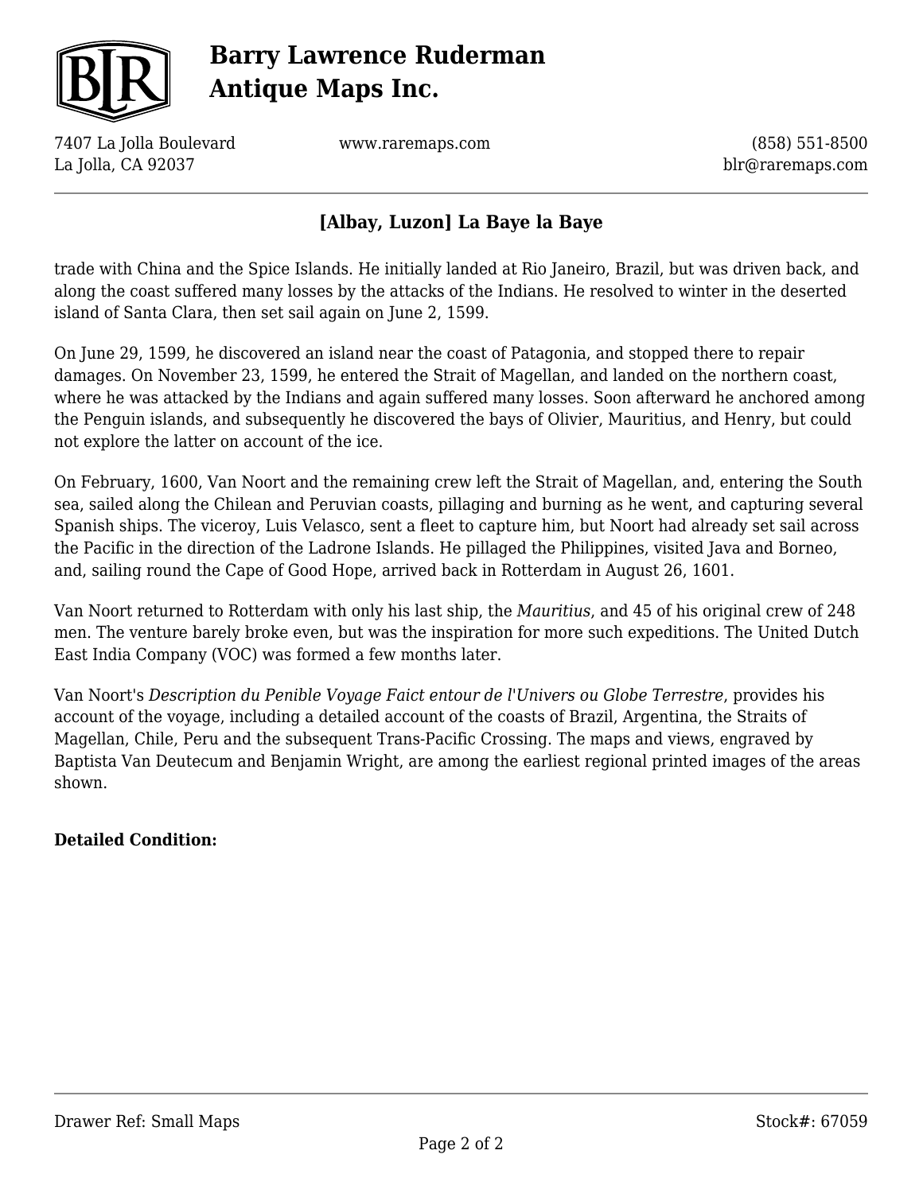## [Albay, Luzon] La Baye la Baye

trade with China and the Spice Islands. He initially landed at Rio Janeiro, Brazil, but was driven back, and along the coast suffered many losses by the attacks of the Indians. He resolved to winter in the deserted island of Santa Clara, then set sail again on June 2, 1599.

On June 29, 1599, he discovered an island near the coast of Patagonia, and stopped there to repair damages. On November 23, 1599, he entered the Strait of Magellan, and landed on the northern coast, where he was attacked by the Indians and again suffered many losses. Soon afterward he anchored among the Penguin islands, and subsequently he discovered the bays of Olivier, Mauritius, and Henry, but could not explore the latter on account of the ice.

On February, 1600, Van Noort and the remaining crew left the Strait of Magellan, and, entering the South sea, sailed along the Chilean and Peruvian coasts, pillaging and burning as he went, and capturing several Spanish ships. The viceroy, Luis Velasco, sent a fleet to capture him, but Noort had already set sail across the Pacific in the direction of the Ladrone Islands. He pillaged the Philippines, visited Java and Borneo, and, sailing round the Cape of Good Hope, arrived back in Rotterdam in August 26, 1601.

Van Noort returned to Rotterdam with only his last ship, the *Mauritius*, and 45 of his original crew of 248 men. The venture barely broke even, but was the inspiration for more such expeditions. The United Dutch East India Company (VOC) was formed a few months later.

Van Noort's *Description du Penible Voyage Faict entour de l'Univers ou Globe Terrestre*, provides his account of the voyage, including a detailed account of the coasts of Brazil, Argentina, the Straits of Magellan, Chile, Peru and the subsequent Trans-Pacific Crossing. The maps and views, engraved by Baptista Van Deutecum and Benjamin Wright, are among the earliest regional printed images of the areas shown.

**Detailed Condition:**